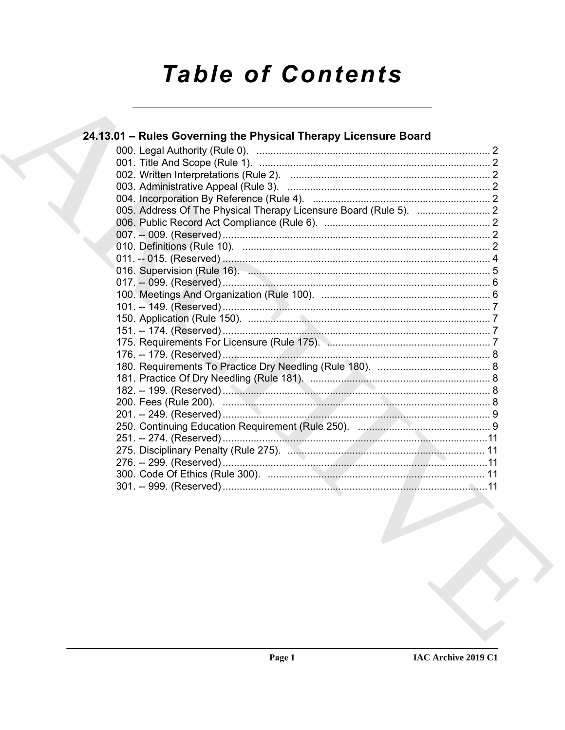# Table of Contents

## 24.13.01 – Rules Governing the Physical Therapy Licensure Board

000. Legal Authority (Rule 0). .................................................................................. 2
001. Title And Scope (Rule 1). .................................................................................. 2
002. Written Interpretations (Rule 2). ....................................................................... 2
003. Administrative Appeal (Rule 3). ........................................................................ 2
004. Incorporation By Reference (Rule 4). ............................................................... 2
005. Address Of The Physical Therapy Licensure Board (Rule 5). .......................... 2
006. Public Record Act Compliance (Rule 6). ........................................................... 2
007. -- 009. (Reserved) ............................................................................................... 2
010. Definitions (Rule 10). ........................................................................................ 2
011. -- 015. (Reserved) ............................................................................................... 4
016. Supervision (Rule 16). ...................................................................................... 5
017. -- 099. (Reserved) ............................................................................................... 6
100. Meetings And Organization (Rule 100). ............................................................ 6
101. -- 149. (Reserved) ............................................................................................... 7
150. Application (Rule 150). ...................................................................................... 7
151. -- 174. (Reserved) ............................................................................................... 7
175. Requirements For Licensure (Rule 175). .......................................................... 7
176. -- 179. (Reserved) ............................................................................................... 8
180. Requirements To Practice Dry Needling (Rule 180). ........................................ 8
181. Practice Of Dry Needling (Rule 181). ................................................................ 8
182. -- 199. (Reserved) ............................................................................................... 8
200. Fees (Rule 200). ............................................................................................... 8
201. -- 249. (Reserved) ............................................................................................... 9
250. Continuing Education Requirement (Rule 250). ............................................... 9
251. -- 274. (Reserved) ..............................................................................................11
275. Disciplinary Penalty (Rule 275). ...................................................................... 11
276. -- 299. (Reserved) ..............................................................................................11
300. Code Of Ethics (Rule 300). .............................................................................. 11
301. -- 999. (Reserved) ..............................................................................................11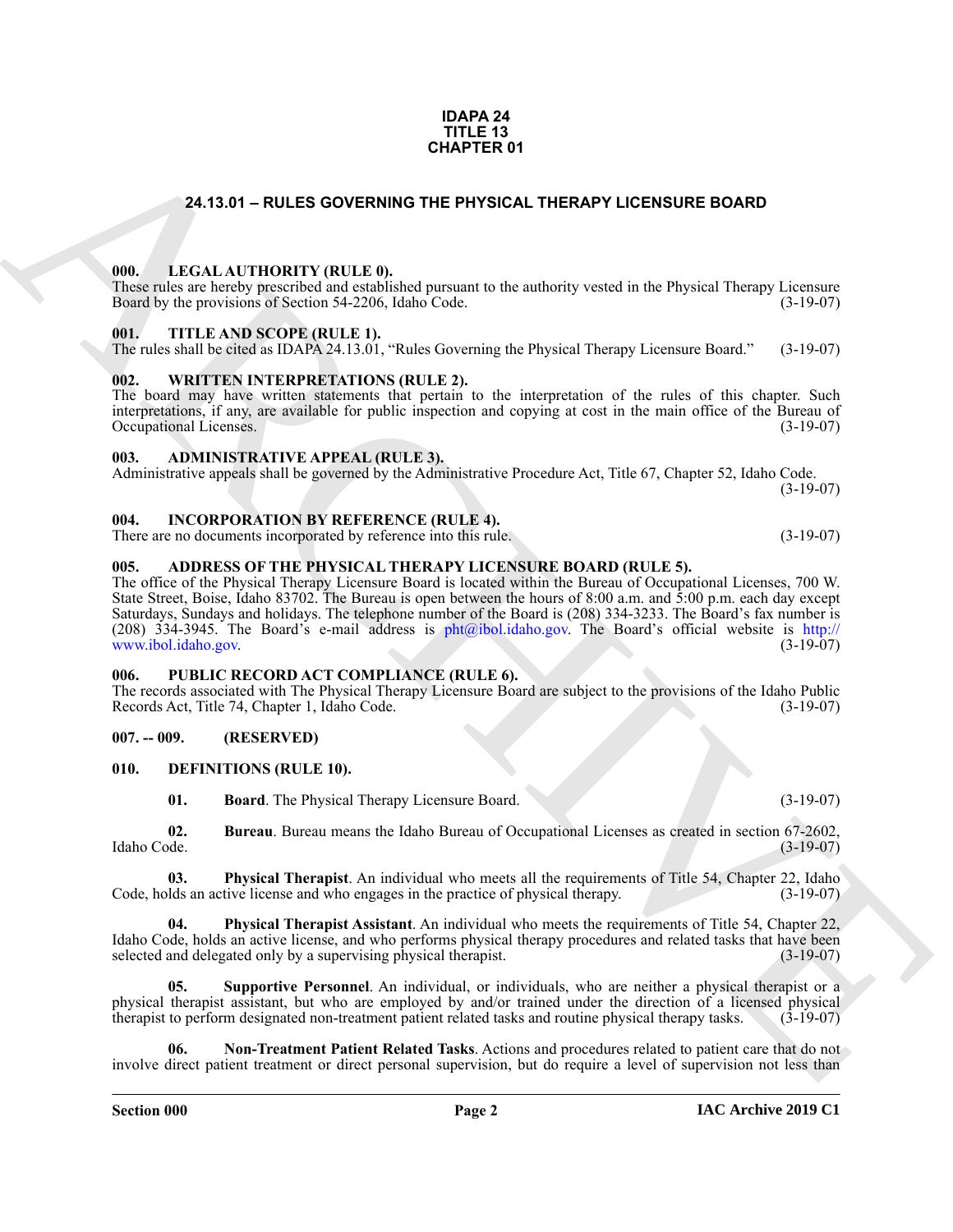**IDAPA 24**
**TITLE 13**
**CHAPTER 01**

# 24.13.01 – RULES GOVERNING THE PHYSICAL THERAPY LICENSURE BOARD

## 000. LEGAL AUTHORITY (RULE 0).

These rules are hereby prescribed and established pursuant to the authority vested in the Physical Therapy Licensure Board by the provisions of Section 54-2206, Idaho Code. (3-19-07)

## 001. TITLE AND SCOPE (RULE 1).

The rules shall be cited as IDAPA 24.13.01, "Rules Governing the Physical Therapy Licensure Board." (3-19-07)

## 002. WRITTEN INTERPRETATIONS (RULE 2).

The board may have written statements that pertain to the interpretation of the rules of this chapter. Such interpretations, if any, are available for public inspection and copying at cost in the main office of the Bureau of Occupational Licenses. (3-19-07)

## 003. ADMINISTRATIVE APPEAL (RULE 3).

Administrative appeals shall be governed by the Administrative Procedure Act, Title 67, Chapter 52, Idaho Code. (3-19-07)

## 004. INCORPORATION BY REFERENCE (RULE 4).

There are no documents incorporated by reference into this rule. (3-19-07)

## 005. ADDRESS OF THE PHYSICAL THERAPY LICENSURE BOARD (RULE 5).

The office of the Physical Therapy Licensure Board is located within the Bureau of Occupational Licenses, 700 W. State Street, Boise, Idaho 83702. The Bureau is open between the hours of 8:00 a.m. and 5:00 p.m. each day except Saturdays, Sundays and holidays. The telephone number of the Board is (208) 334-3233. The Board's fax number is (208) 334-3945. The Board's e-mail address is pht@ibol.idaho.gov. The Board's official website is http://www.ibol.idaho.gov. (3-19-07)

## 006. PUBLIC RECORD ACT COMPLIANCE (RULE 6).

The records associated with The Physical Therapy Licensure Board are subject to the provisions of the Idaho Public Records Act, Title 74, Chapter 1, Idaho Code. (3-19-07)

## 007. -- 009. (RESERVED)

## 010. DEFINITIONS (RULE 10).

**01. Board**. The Physical Therapy Licensure Board. (3-19-07)

**02. Bureau**. Bureau means the Idaho Bureau of Occupational Licenses as created in section 67-2602, Idaho Code. (3-19-07)

**03. Physical Therapist**. An individual who meets all the requirements of Title 54, Chapter 22, Idaho Code, holds an active license and who engages in the practice of physical therapy. (3-19-07)

**04. Physical Therapist Assistant**. An individual who meets the requirements of Title 54, Chapter 22, Idaho Code, holds an active license, and who performs physical therapy procedures and related tasks that have been selected and delegated only by a supervising physical therapist. (3-19-07)

**05. Supportive Personnel**. An individual, or individuals, who are neither a physical therapist or a physical therapist assistant, but who are employed by and/or trained under the direction of a licensed physical therapist to perform designated non-treatment patient related tasks and routine physical therapy tasks. (3-19-07)

**06. Non-Treatment Patient Related Tasks**. Actions and procedures related to patient care that do not involve direct patient treatment or direct personal supervision, but do require a level of supervision not less than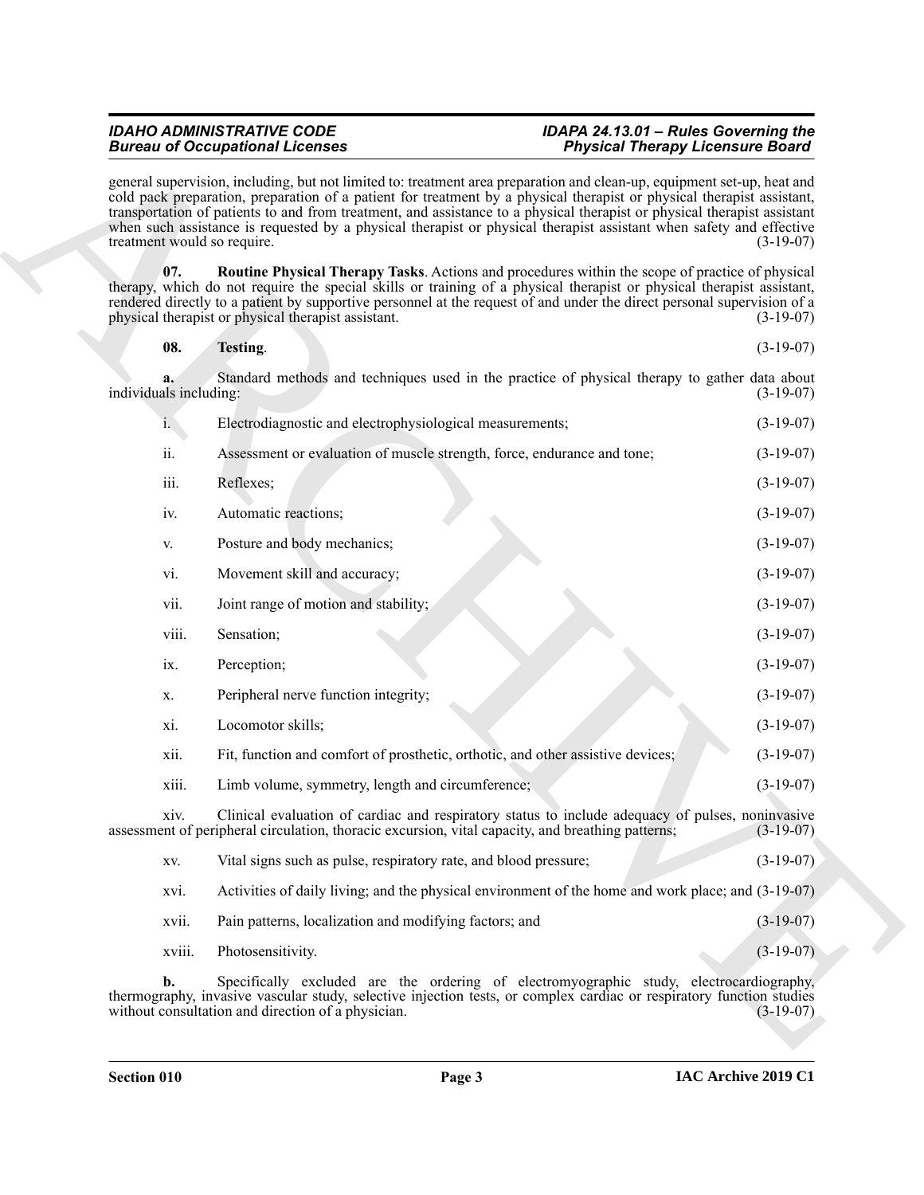general supervision, including, but not limited to: treatment area preparation and clean-up, equipment set-up, heat and cold pack preparation, preparation of a patient for treatment by a physical therapist or physical therapist assistant, transportation of patients to and from treatment, and assistance to a physical therapist or physical therapist assistant when such assistance is requested by a physical therapist or physical therapist assistant when safety and effective treatment would so require. (3-19-07)

**07. Routine Physical Therapy Tasks**. Actions and procedures within the scope of practice of physical therapy, which do not require the special skills or training of a physical therapist or physical therapist assistant, rendered directly to a patient by supportive personnel at the request of and under the direct personal supervision of a physical therapist or physical therapist assistant. (3-19-07)

**08. Testing**. (3-19-07)

**a.** Standard methods and techniques used in the practice of physical therapy to gather data about individuals including: (3-19-07)

i. Electrodiagnostic and electrophysiological measurements; (3-19-07)

ii. Assessment or evaluation of muscle strength, force, endurance and tone; (3-19-07)

iii. Reflexes; (3-19-07)

iv. Automatic reactions; (3-19-07)

v. Posture and body mechanics; (3-19-07)

vi. Movement skill and accuracy; (3-19-07)

vii. Joint range of motion and stability; (3-19-07)

viii. Sensation; (3-19-07)

ix. Perception; (3-19-07)

x. Peripheral nerve function integrity; (3-19-07)

xi. Locomotor skills; (3-19-07)

xii. Fit, function and comfort of prosthetic, orthotic, and other assistive devices; (3-19-07)

xiii. Limb volume, symmetry, length and circumference; (3-19-07)

xiv. Clinical evaluation of cardiac and respiratory status to include adequacy of pulses, noninvasive assessment of peripheral circulation, thoracic excursion, vital capacity, and breathing patterns; (3-19-07)

xv. Vital signs such as pulse, respiratory rate, and blood pressure; (3-19-07)

xvi. Activities of daily living; and the physical environment of the home and work place; and (3-19-07)

xvii. Pain patterns, localization and modifying factors; and (3-19-07)

xviii. Photosensitivity. (3-19-07)

**b.** Specifically excluded are the ordering of electromyographic study, electrocardiography, thermography, invasive vascular study, selective injection tests, or complex cardiac or respiratory function studies without consultation and direction of a physician. (3-19-07)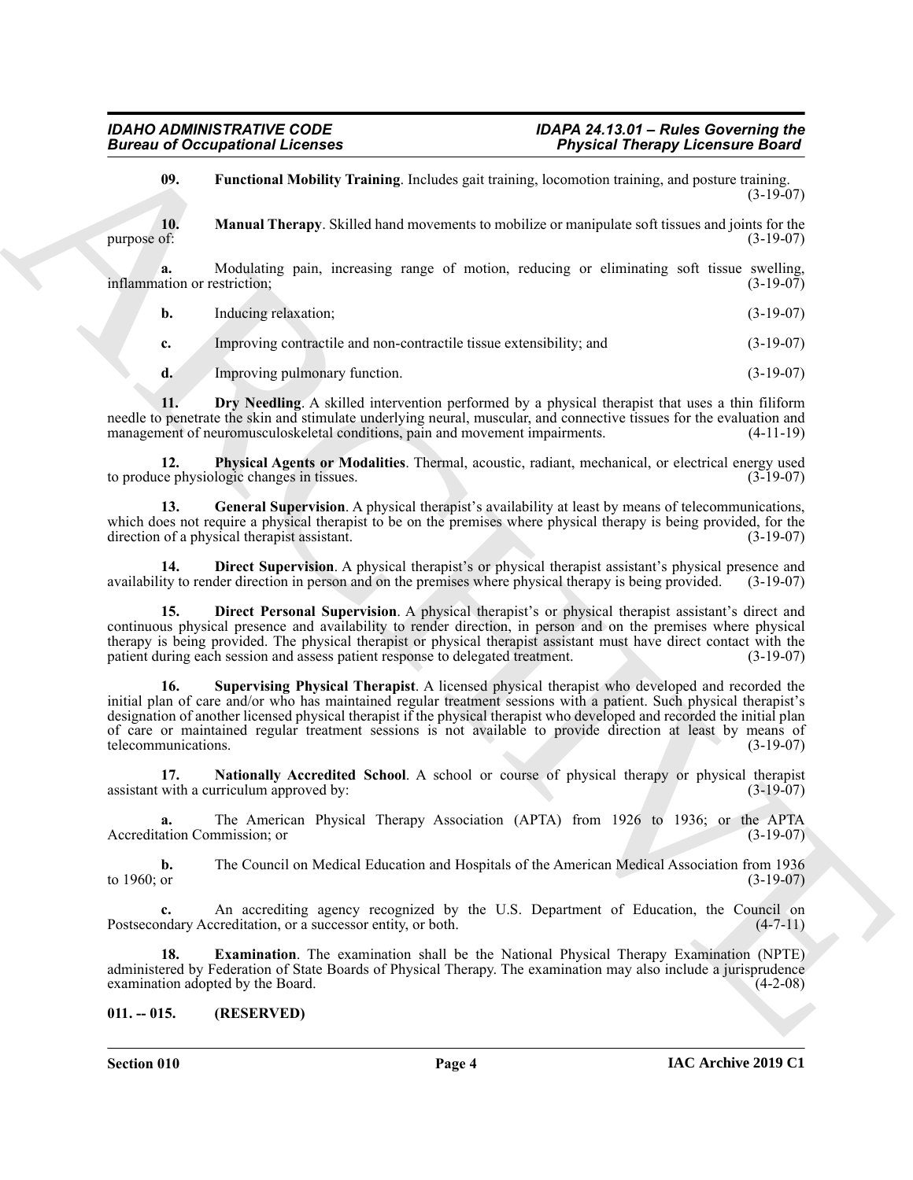**09. Functional Mobility Training**. Includes gait training, locomotion training, and posture training. (3-19-07)

**10. Manual Therapy**. Skilled hand movements to mobilize or manipulate soft tissues and joints for the purpose of: (3-19-07)

**a.** Modulating pain, increasing range of motion, reducing or eliminating soft tissue swelling, inflammation or restriction; (3-19-07)

**b.** Inducing relaxation; (3-19-07)

**c.** Improving contractile and non-contractile tissue extensibility; and (3-19-07)

**d.** Improving pulmonary function. (3-19-07)

**11. Dry Needling**. A skilled intervention performed by a physical therapist that uses a thin filiform needle to penetrate the skin and stimulate underlying neural, muscular, and connective tissues for the evaluation and management of neuromusculoskeletal conditions, pain and movement impairments. (4-11-19)

**12. Physical Agents or Modalities**. Thermal, acoustic, radiant, mechanical, or electrical energy used to produce physiologic changes in tissues. (3-19-07)

**13. General Supervision**. A physical therapist's availability at least by means of telecommunications, which does not require a physical therapist to be on the premises where physical therapy is being provided, for the direction of a physical therapist assistant. (3-19-07)

**14. Direct Supervision**. A physical therapist's or physical therapist assistant's physical presence and availability to render direction in person and on the premises where physical therapy is being provided. (3-19-07)

**15. Direct Personal Supervision**. A physical therapist's or physical therapist assistant's direct and continuous physical presence and availability to render direction, in person and on the premises where physical therapy is being provided. The physical therapist or physical therapist assistant must have direct contact with the patient during each session and assess patient response to delegated treatment. (3-19-07)

**16. Supervising Physical Therapist**. A licensed physical therapist who developed and recorded the initial plan of care and/or who has maintained regular treatment sessions with a patient. Such physical therapist's designation of another licensed physical therapist if the physical therapist who developed and recorded the initial plan of care or maintained regular treatment sessions is not available to provide direction at least by means of telecommunications. (3-19-07)

**17. Nationally Accredited School**. A school or course of physical therapy or physical therapist assistant with a curriculum approved by: (3-19-07)

**a.** The American Physical Therapy Association (APTA) from 1926 to 1936; or the APTA Accreditation Commission; or (3-19-07)

**b.** The Council on Medical Education and Hospitals of the American Medical Association from 1936 to 1960; or (3-19-07)

**c.** An accrediting agency recognized by the U.S. Department of Education, the Council on Postsecondary Accreditation, or a successor entity, or both. (4-7-11)

**18. Examination**. The examination shall be the National Physical Therapy Examination (NPTE) administered by Federation of State Boards of Physical Therapy. The examination may also include a jurisprudence examination adopted by the Board. (4-2-08)

## 011. -- 015. (RESERVED)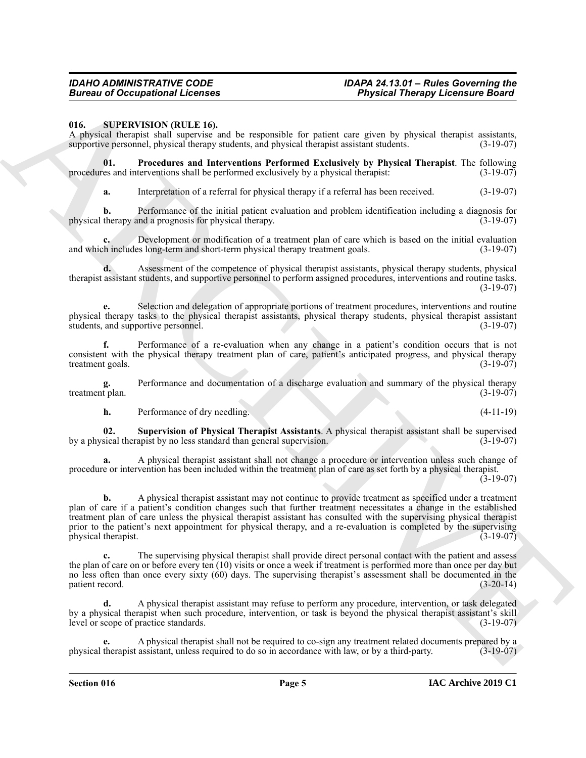### 016. SUPERVISION (RULE 16).

A physical therapist shall supervise and be responsible for patient care given by physical therapist assistants, supportive personnel, physical therapy students, and physical therapist assistant students. (3-19-07)

**01. Procedures and Interventions Performed Exclusively by Physical Therapist**. The following procedures and interventions shall be performed exclusively by a physical therapist: (3-19-07)

**a.** Interpretation of a referral for physical therapy if a referral has been received. (3-19-07)

**b.** Performance of the initial patient evaluation and problem identification including a diagnosis for physical therapy and a prognosis for physical therapy. (3-19-07)

**c.** Development or modification of a treatment plan of care which is based on the initial evaluation and which includes long-term and short-term physical therapy treatment goals. (3-19-07)

**d.** Assessment of the competence of physical therapist assistants, physical therapy students, physical therapist assistant students, and supportive personnel to perform assigned procedures, interventions and routine tasks. (3-19-07)

**e.** Selection and delegation of appropriate portions of treatment procedures, interventions and routine physical therapy tasks to the physical therapist assistants, physical therapy students, physical therapist assistant students, and supportive personnel. (3-19-07)

**f.** Performance of a re-evaluation when any change in a patient's condition occurs that is not consistent with the physical therapy treatment plan of care, patient's anticipated progress, and physical therapy treatment goals. (3-19-07)

**g.** Performance and documentation of a discharge evaluation and summary of the physical therapy treatment plan. (3-19-07)

**h.** Performance of dry needling. (4-11-19)

**02. Supervision of Physical Therapist Assistants**. A physical therapist assistant shall be supervised by a physical therapist by no less standard than general supervision. (3-19-07)

**a.** A physical therapist assistant shall not change a procedure or intervention unless such change of procedure or intervention has been included within the treatment plan of care as set forth by a physical therapist. (3-19-07)

**b.** A physical therapist assistant may not continue to provide treatment as specified under a treatment plan of care if a patient's condition changes such that further treatment necessitates a change in the established treatment plan of care unless the physical therapist assistant has consulted with the supervising physical therapist prior to the patient's next appointment for physical therapy, and a re-evaluation is completed by the supervising physical therapist. (3-19-07)

**c.** The supervising physical therapist shall provide direct personal contact with the patient and assess the plan of care on or before every ten (10) visits or once a week if treatment is performed more than once per day but no less often than once every sixty (60) days. The supervising therapist's assessment shall be documented in the patient record. (3-20-14)

**d.** A physical therapist assistant may refuse to perform any procedure, intervention, or task delegated by a physical therapist when such procedure, intervention, or task is beyond the physical therapist assistant's skill level or scope of practice standards. (3-19-07)

**e.** A physical therapist shall not be required to co-sign any treatment related documents prepared by a physical therapist assistant, unless required to do so in accordance with law, or by a third-party. (3-19-07)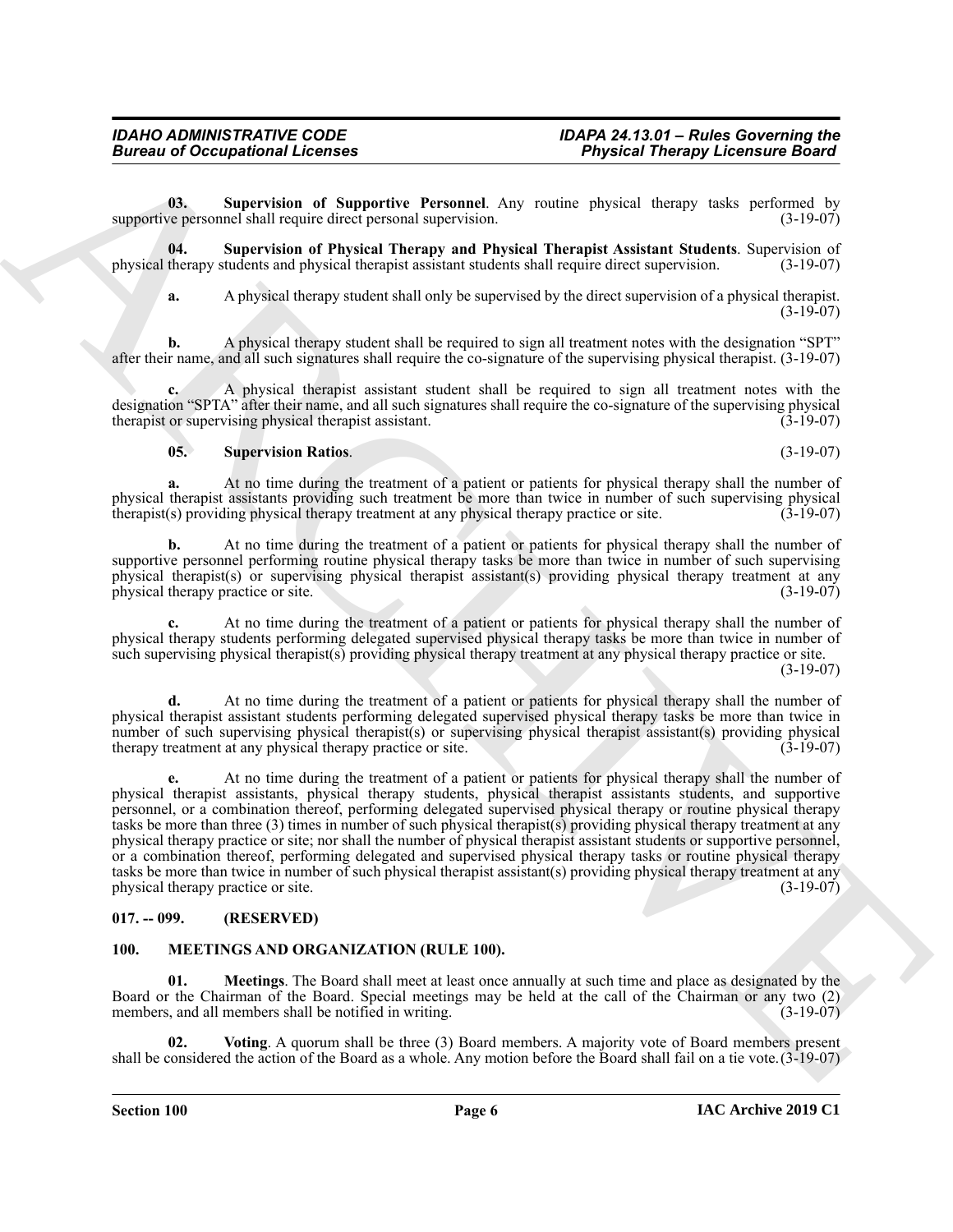**03. Supervision of Supportive Personnel**. Any routine physical therapy tasks performed by supportive personnel shall require direct personal supervision. (3-19-07)

**04. Supervision of Physical Therapy and Physical Therapist Assistant Students**. Supervision of physical therapy students and physical therapist assistant students shall require direct supervision. (3-19-07)

**a.** A physical therapy student shall only be supervised by the direct supervision of a physical therapist. (3-19-07)

**b.** A physical therapy student shall be required to sign all treatment notes with the designation "SPT" after their name, and all such signatures shall require the co-signature of the supervising physical therapist. (3-19-07)

**c.** A physical therapist assistant student shall be required to sign all treatment notes with the designation "SPTA" after their name, and all such signatures shall require the co-signature of the supervising physical therapist or supervising physical therapist assistant. (3-19-07)

**05. Supervision Ratios**. (3-19-07)

**a.** At no time during the treatment of a patient or patients for physical therapy shall the number of physical therapist assistants providing such treatment be more than twice in number of such supervising physical therapist(s) providing physical therapy treatment at any physical therapy practice or site. (3-19-07)

**b.** At no time during the treatment of a patient or patients for physical therapy shall the number of supportive personnel performing routine physical therapy tasks be more than twice in number of such supervising physical therapist(s) or supervising physical therapist assistant(s) providing physical therapy treatment at any physical therapy practice or site. (3-19-07)

**c.** At no time during the treatment of a patient or patients for physical therapy shall the number of physical therapy students performing delegated supervised physical therapy tasks be more than twice in number of such supervising physical therapist(s) providing physical therapy treatment at any physical therapy practice or site. (3-19-07)

**d.** At no time during the treatment of a patient or patients for physical therapy shall the number of physical therapist assistant students performing delegated supervised physical therapy tasks be more than twice in number of such supervising physical therapist(s) or supervising physical therapist assistant(s) providing physical therapy treatment at any physical therapy practice or site. (3-19-07)

**e.** At no time during the treatment of a patient or patients for physical therapy shall the number of physical therapist assistants, physical therapy students, physical therapist assistants students, and supportive personnel, or a combination thereof, performing delegated supervised physical therapy or routine physical therapy tasks be more than three (3) times in number of such physical therapist(s) providing physical therapy treatment at any physical therapy practice or site; nor shall the number of physical therapist assistant students or supportive personnel, or a combination thereof, performing delegated and supervised physical therapy tasks or routine physical therapy tasks be more than twice in number of such physical therapist assistant(s) providing physical therapy treatment at any physical therapy practice or site. (3-19-07)

## 017. -- 099. (RESERVED)

## 100. MEETINGS AND ORGANIZATION (RULE 100).

**01. Meetings**. The Board shall meet at least once annually at such time and place as designated by the Board or the Chairman of the Board. Special meetings may be held at the call of the Chairman or any two (2) members, and all members shall be notified in writing. (3-19-07)

**02. Voting**. A quorum shall be three (3) Board members. A majority vote of Board members present shall be considered the action of the Board as a whole. Any motion before the Board shall fail on a tie vote. (3-19-07)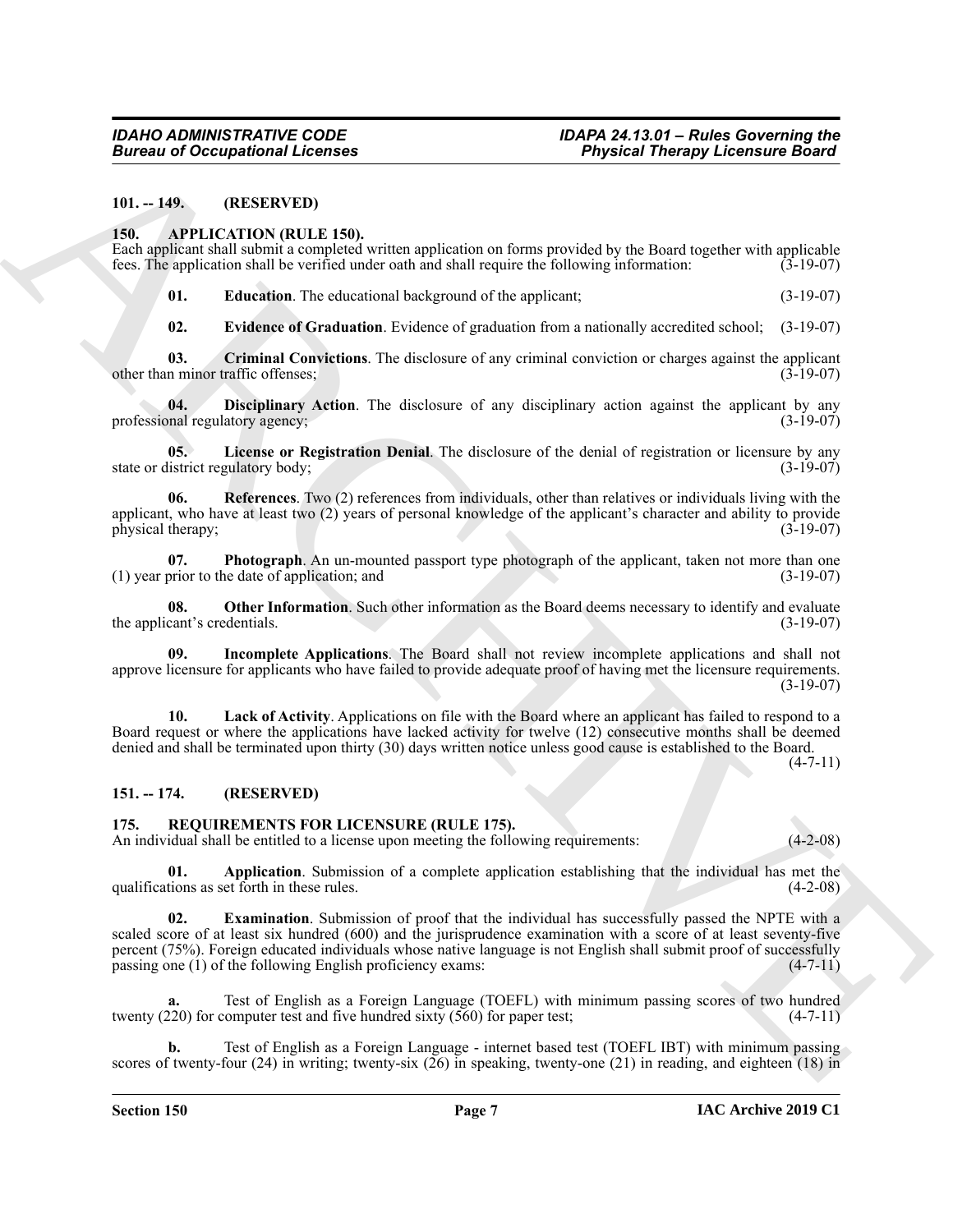**101. -- 149. (RESERVED)**

**150. APPLICATION (RULE 150).**

Each applicant shall submit a completed written application on forms provided by the Board together with applicable fees. The application shall be verified under oath and shall require the following information: (3-19-07)

**01. Education**. The educational background of the applicant; (3-19-07)

**02. Evidence of Graduation**. Evidence of graduation from a nationally accredited school; (3-19-07)

**03. Criminal Convictions**. The disclosure of any criminal conviction or charges against the applicant other than minor traffic offenses; (3-19-07)

**04. Disciplinary Action**. The disclosure of any disciplinary action against the applicant by any professional regulatory agency; (3-19-07)

**05. License or Registration Denial**. The disclosure of the denial of registration or licensure by any state or district regulatory body; (3-19-07)

**06. References**. Two (2) references from individuals, other than relatives or individuals living with the applicant, who have at least two (2) years of personal knowledge of the applicant's character and ability to provide physical therapy; (3-19-07)

**07. Photograph**. An un-mounted passport type photograph of the applicant, taken not more than one (1) year prior to the date of application; and (3-19-07)

**08. Other Information**. Such other information as the Board deems necessary to identify and evaluate the applicant's credentials. (3-19-07)

**09. Incomplete Applications**. The Board shall not review incomplete applications and shall not approve licensure for applicants who have failed to provide adequate proof of having met the licensure requirements. (3-19-07)

**10. Lack of Activity**. Applications on file with the Board where an applicant has failed to respond to a Board request or where the applications have lacked activity for twelve (12) consecutive months shall be deemed denied and shall be terminated upon thirty (30) days written notice unless good cause is established to the Board. (4-7-11)

**151. -- 174. (RESERVED)**

**175. REQUIREMENTS FOR LICENSURE (RULE 175).**

An individual shall be entitled to a license upon meeting the following requirements: (4-2-08)

**01. Application**. Submission of a complete application establishing that the individual has met the qualifications as set forth in these rules. (4-2-08)

**02. Examination**. Submission of proof that the individual has successfully passed the NPTE with a scaled score of at least six hundred (600) and the jurisprudence examination with a score of at least seventy-five percent (75%). Foreign educated individuals whose native language is not English shall submit proof of successfully passing one (1) of the following English proficiency exams: (4-7-11)

**a.** Test of English as a Foreign Language (TOEFL) with minimum passing scores of two hundred twenty (220) for computer test and five hundred sixty (560) for paper test; (4-7-11)

**b.** Test of English as a Foreign Language - internet based test (TOEFL IBT) with minimum passing scores of twenty-four (24) in writing; twenty-six (26) in speaking, twenty-one (21) in reading, and eighteen (18) in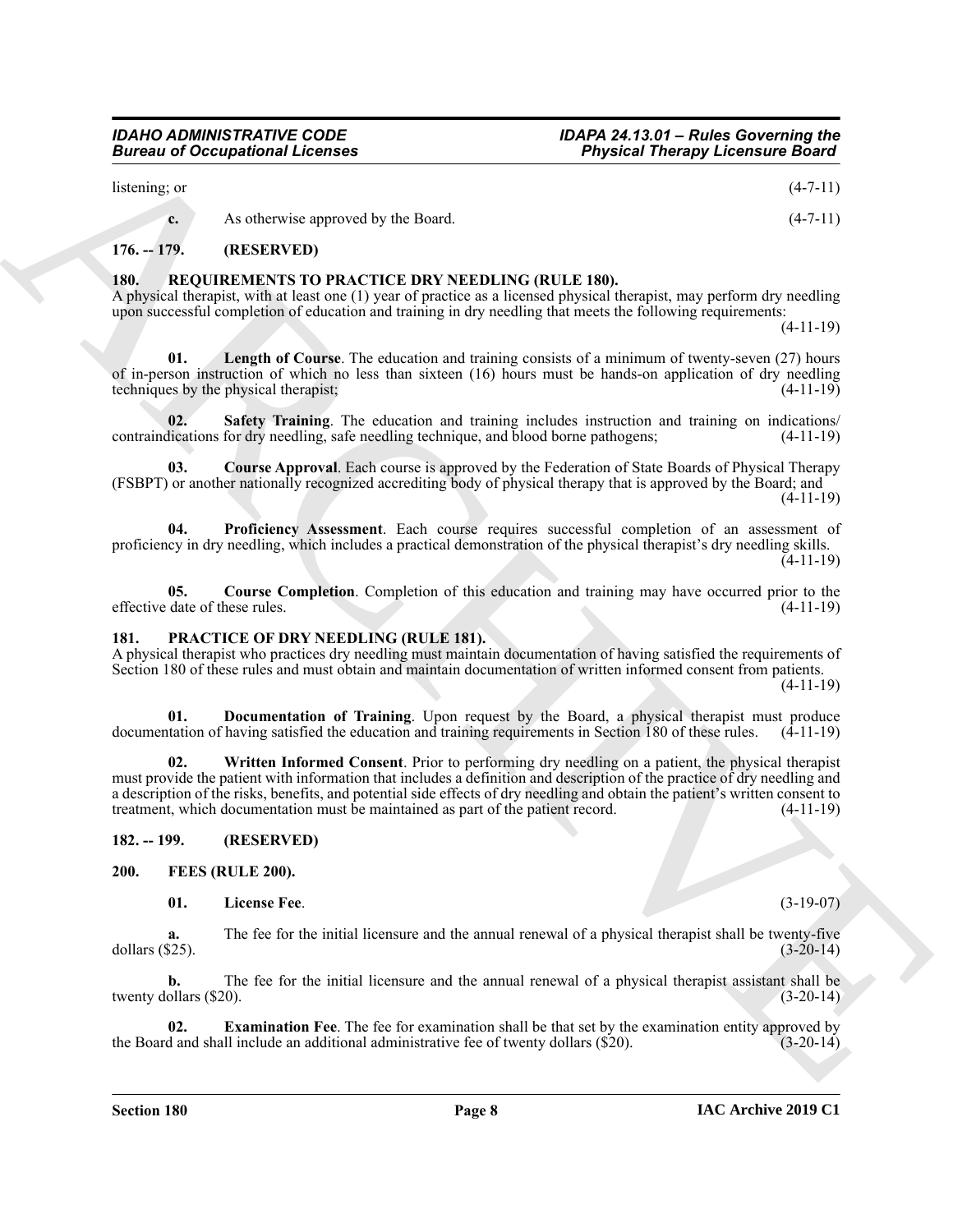listening; or (4-7-11)

**c.** As otherwise approved by the Board. (4-7-11)

### 176. -- 179. (RESERVED)

### 180. REQUIREMENTS TO PRACTICE DRY NEEDLING (RULE 180).

A physical therapist, with at least one (1) year of practice as a licensed physical therapist, may perform dry needling upon successful completion of education and training in dry needling that meets the following requirements: (4-11-19)

**01. Length of Course**. The education and training consists of a minimum of twenty-seven (27) hours of in-person instruction of which no less than sixteen (16) hours must be hands-on application of dry needling techniques by the physical therapist; (4-11-19)

**02. Safety Training**. The education and training includes instruction and training on indications/ contraindications for dry needling, safe needling technique, and blood borne pathogens; (4-11-19)

**03. Course Approval**. Each course is approved by the Federation of State Boards of Physical Therapy (FSBPT) or another nationally recognized accrediting body of physical therapy that is approved by the Board; and (4-11-19)

**04. Proficiency Assessment**. Each course requires successful completion of an assessment of proficiency in dry needling, which includes a practical demonstration of the physical therapist's dry needling skills. (4-11-19)

**05. Course Completion**. Completion of this education and training may have occurred prior to the effective date of these rules. (4-11-19)

### 181. PRACTICE OF DRY NEEDLING (RULE 181).

A physical therapist who practices dry needling must maintain documentation of having satisfied the requirements of Section 180 of these rules and must obtain and maintain documentation of written informed consent from patients. (4-11-19)

**01. Documentation of Training**. Upon request by the Board, a physical therapist must produce documentation of having satisfied the education and training requirements in Section 180 of these rules. (4-11-19)

**02. Written Informed Consent**. Prior to performing dry needling on a patient, the physical therapist must provide the patient with information that includes a definition and description of the practice of dry needling and a description of the risks, benefits, and potential side effects of dry needling and obtain the patient's written consent to treatment, which documentation must be maintained as part of the patient record. (4-11-19)

### 182. -- 199. (RESERVED)

### 200. FEES (RULE 200).

**01. License Fee**. (3-19-07)

**a.** The fee for the initial licensure and the annual renewal of a physical therapist shall be twenty-five dollars ($25). (3-20-14)

**b.** The fee for the initial licensure and the annual renewal of a physical therapist assistant shall be twenty dollars ($20). (3-20-14)

**02. Examination Fee**. The fee for examination shall be that set by the examination entity approved by the Board and shall include an additional administrative fee of twenty dollars ($20). (3-20-14)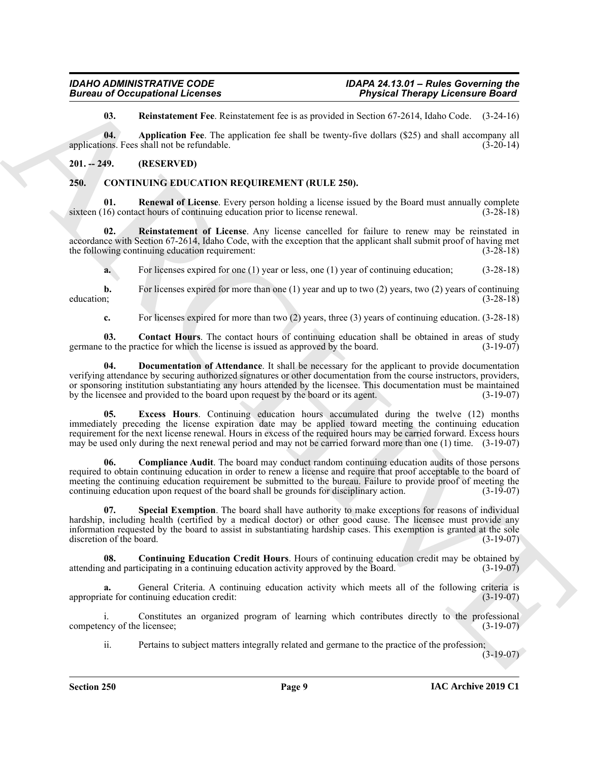**03. Reinstatement Fee**. Reinstatement fee is as provided in Section 67-2614, Idaho Code. (3-24-16)

**04. Application Fee**. The application fee shall be twenty-five dollars ($25) and shall accompany all applications. Fees shall not be refundable. (3-20-14)

## 201. -- 249. (RESERVED)

## 250. CONTINUING EDUCATION REQUIREMENT (RULE 250).

**01. Renewal of License**. Every person holding a license issued by the Board must annually complete sixteen (16) contact hours of continuing education prior to license renewal. (3-28-18)

**02. Reinstatement of License**. Any license cancelled for failure to renew may be reinstated in accordance with Section 67-2614, Idaho Code, with the exception that the applicant shall submit proof of having met the following continuing education requirement: (3-28-18)

**a.** For licenses expired for one (1) year or less, one (1) year of continuing education; (3-28-18)

**b.** For licenses expired for more than one (1) year and up to two (2) years, two (2) years of continuing education; (3-28-18)

**c.** For licenses expired for more than two (2) years, three (3) years of continuing education. (3-28-18)

**03. Contact Hours**. The contact hours of continuing education shall be obtained in areas of study germane to the practice for which the license is issued as approved by the board. (3-19-07)

**04. Documentation of Attendance**. It shall be necessary for the applicant to provide documentation verifying attendance by securing authorized signatures or other documentation from the course instructors, providers, or sponsoring institution substantiating any hours attended by the licensee. This documentation must be maintained by the licensee and provided to the board upon request by the board or its agent. (3-19-07)

**05. Excess Hours**. Continuing education hours accumulated during the twelve (12) months immediately preceding the license expiration date may be applied toward meeting the continuing education requirement for the next license renewal. Hours in excess of the required hours may be carried forward. Excess hours may be used only during the next renewal period and may not be carried forward more than one (1) time. (3-19-07)

**06. Compliance Audit**. The board may conduct random continuing education audits of those persons required to obtain continuing education in order to renew a license and require that proof acceptable to the board of meeting the continuing education requirement be submitted to the bureau. Failure to provide proof of meeting the continuing education upon request of the board shall be grounds for disciplinary action. (3-19-07)

**07. Special Exemption**. The board shall have authority to make exceptions for reasons of individual hardship, including health (certified by a medical doctor) or other good cause. The licensee must provide any information requested by the board to assist in substantiating hardship cases. This exemption is granted at the sole discretion of the board. (3-19-07)

**08. Continuing Education Credit Hours**. Hours of continuing education credit may be obtained by attending and participating in a continuing education activity approved by the Board. (3-19-07)

**a.** General Criteria. A continuing education activity which meets all of the following criteria is appropriate for continuing education credit: (3-19-07)

i. Constitutes an organized program of learning which contributes directly to the professional competency of the licensee; (3-19-07)

ii. Pertains to subject matters integrally related and germane to the practice of the profession; (3-19-07)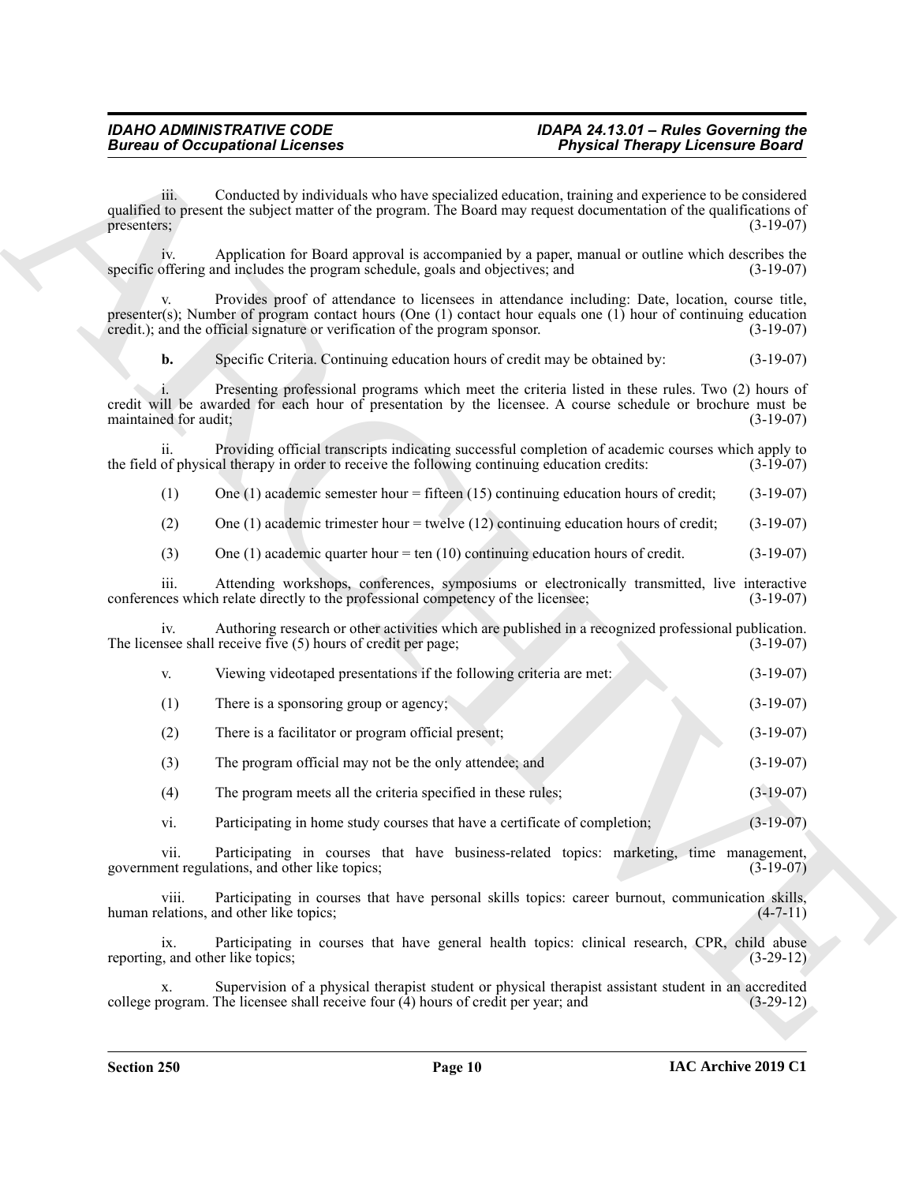iii. Conducted by individuals who have specialized education, training and experience to be considered qualified to present the subject matter of the program. The Board may request documentation of the qualifications of presenters; (3-19-07)

iv. Application for Board approval is accompanied by a paper, manual or outline which describes the specific offering and includes the program schedule, goals and objectives; and (3-19-07)

v. Provides proof of attendance to licensees in attendance including: Date, location, course title, presenter(s); Number of program contact hours (One (1) contact hour equals one (1) hour of continuing education credit.); and the official signature or verification of the program sponsor. (3-19-07)

**b.** Specific Criteria. Continuing education hours of credit may be obtained by: (3-19-07)

i. Presenting professional programs which meet the criteria listed in these rules. Two (2) hours of credit will be awarded for each hour of presentation by the licensee. A course schedule or brochure must be maintained for audit; (3-19-07)

ii. Providing official transcripts indicating successful completion of academic courses which apply to the field of physical therapy in order to receive the following continuing education credits: (3-19-07)

(1) One (1) academic semester hour = fifteen (15) continuing education hours of credit; (3-19-07)

(2) One (1) academic trimester hour = twelve (12) continuing education hours of credit; (3-19-07)

(3) One (1) academic quarter hour = ten (10) continuing education hours of credit. (3-19-07)

iii. Attending workshops, conferences, symposiums or electronically transmitted, live interactive conferences which relate directly to the professional competency of the licensee; (3-19-07)

iv. Authoring research or other activities which are published in a recognized professional publication. The licensee shall receive five (5) hours of credit per page; (3-19-07)

v. Viewing videotaped presentations if the following criteria are met: (3-19-07)

(1) There is a sponsoring group or agency; (3-19-07)

(2) There is a facilitator or program official present; (3-19-07)

(3) The program official may not be the only attendee; and (3-19-07)

(4) The program meets all the criteria specified in these rules; (3-19-07)

vi. Participating in home study courses that have a certificate of completion; (3-19-07)

vii. Participating in courses that have business-related topics: marketing, time management, government regulations, and other like topics; (3-19-07)

viii. Participating in courses that have personal skills topics: career burnout, communication skills, human relations, and other like topics; (4-7-11)

ix. Participating in courses that have general health topics: clinical research, CPR, child abuse reporting, and other like topics; (3-29-12)

x. Supervision of a physical therapist student or physical therapist assistant student in an accredited college program. The licensee shall receive four (4) hours of credit per year; and (3-29-12)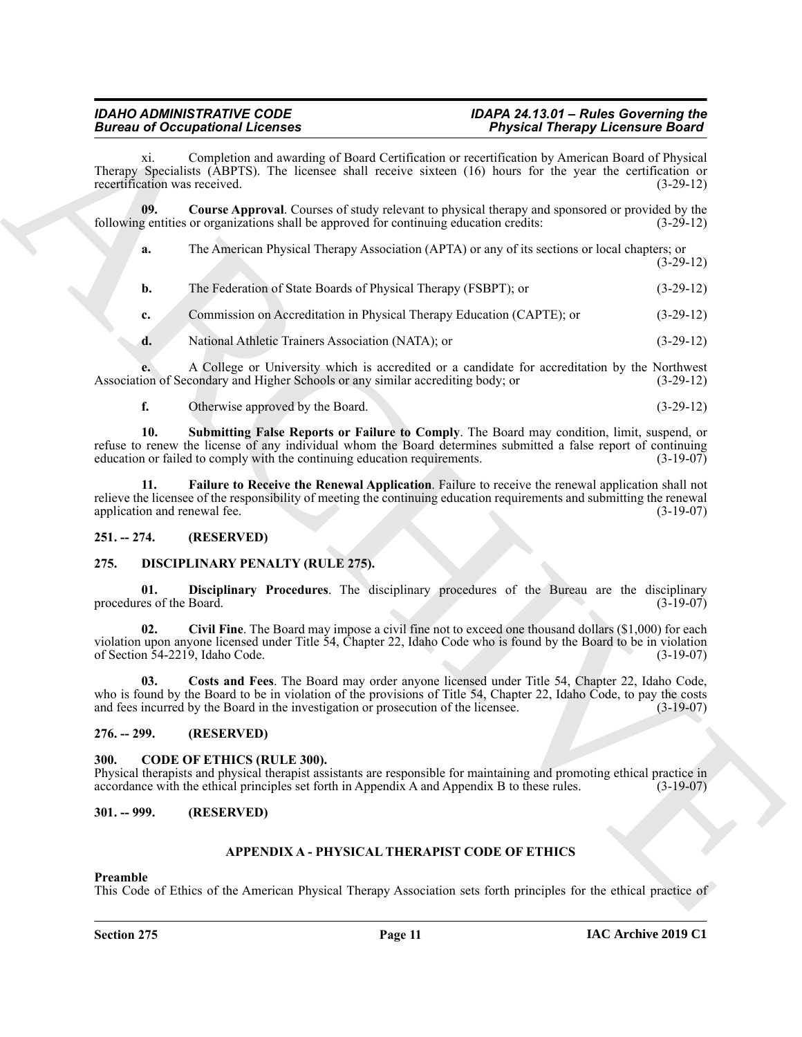xi. Completion and awarding of Board Certification or recertification by American Board of Physical Therapy Specialists (ABPTS). The licensee shall receive sixteen (16) hours for the year the certification or recertification was received. (3-29-12)

**09. Course Approval**. Courses of study relevant to physical therapy and sponsored or provided by the following entities or organizations shall be approved for continuing education credits: (3-29-12)

**a.** The American Physical Therapy Association (APTA) or any of its sections or local chapters; or (3-29-12)

**b.** The Federation of State Boards of Physical Therapy (FSBPT); or (3-29-12)

**c.** Commission on Accreditation in Physical Therapy Education (CAPTE); or (3-29-12)

**d.** National Athletic Trainers Association (NATA); or (3-29-12)

**e.** A College or University which is accredited or a candidate for accreditation by the Northwest Association of Secondary and Higher Schools or any similar accrediting body; or (3-29-12)

**f.** Otherwise approved by the Board. (3-29-12)

**10. Submitting False Reports or Failure to Comply**. The Board may condition, limit, suspend, or refuse to renew the license of any individual whom the Board determines submitted a false report of continuing education or failed to comply with the continuing education requirements. (3-19-07)

**11. Failure to Receive the Renewal Application**. Failure to receive the renewal application shall not relieve the licensee of the responsibility of meeting the continuing education requirements and submitting the renewal application and renewal fee. (3-19-07)

## 251. -- 274. (RESERVED)

## 275. DISCIPLINARY PENALTY (RULE 275).

**01. Disciplinary Procedures**. The disciplinary procedures of the Bureau are the disciplinary procedures of the Board. (3-19-07)

**02. Civil Fine**. The Board may impose a civil fine not to exceed one thousand dollars ($1,000) for each violation upon anyone licensed under Title 54, Chapter 22, Idaho Code who is found by the Board to be in violation of Section 54-2219, Idaho Code. (3-19-07)

**03. Costs and Fees**. The Board may order anyone licensed under Title 54, Chapter 22, Idaho Code, who is found by the Board to be in violation of the provisions of Title 54, Chapter 22, Idaho Code, to pay the costs and fees incurred by the Board in the investigation or prosecution of the licensee. (3-19-07)

## 276. -- 299. (RESERVED)

## 300. CODE OF ETHICS (RULE 300).

Physical therapists and physical therapist assistants are responsible for maintaining and promoting ethical practice in accordance with the ethical principles set forth in Appendix A and Appendix B to these rules. (3-19-07)

## 301. -- 999. (RESERVED)

## APPENDIX A - PHYSICAL THERAPIST CODE OF ETHICS

**Preamble**

This Code of Ethics of the American Physical Therapy Association sets forth principles for the ethical practice of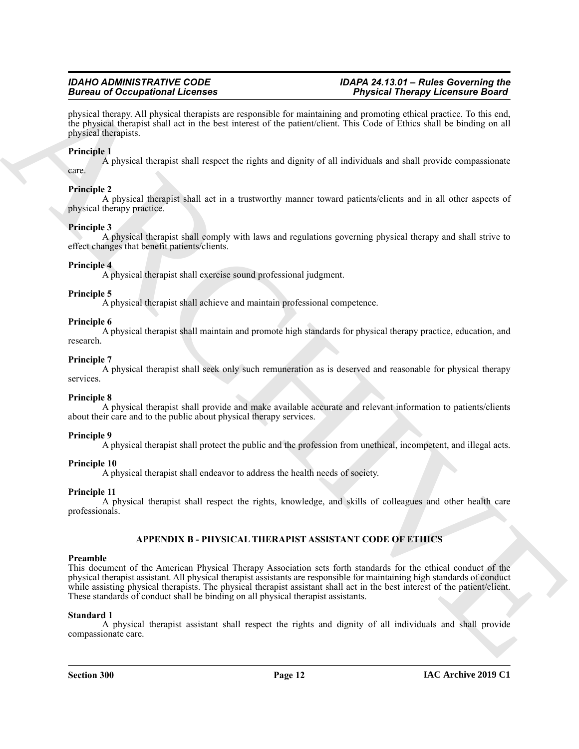physical therapy. All physical therapists are responsible for maintaining and promoting ethical practice. To this end, the physical therapist shall act in the best interest of the patient/client. This Code of Ethics shall be binding on all physical therapists.

**Principle 1**

A physical therapist shall respect the rights and dignity of all individuals and shall provide compassionate care.

**Principle 2**

A physical therapist shall act in a trustworthy manner toward patients/clients and in all other aspects of physical therapy practice.

**Principle 3**

A physical therapist shall comply with laws and regulations governing physical therapy and shall strive to effect changes that benefit patients/clients.

**Principle 4**

A physical therapist shall exercise sound professional judgment.

**Principle 5**

A physical therapist shall achieve and maintain professional competence.

**Principle 6**

A physical therapist shall maintain and promote high standards for physical therapy practice, education, and research.

**Principle 7**

A physical therapist shall seek only such remuneration as is deserved and reasonable for physical therapy services.

**Principle 8**

A physical therapist shall provide and make available accurate and relevant information to patients/clients about their care and to the public about physical therapy services.

**Principle 9**

A physical therapist shall protect the public and the profession from unethical, incompetent, and illegal acts.

**Principle 10**

A physical therapist shall endeavor to address the health needs of society.

**Principle 11**

A physical therapist shall respect the rights, knowledge, and skills of colleagues and other health care professionals.

## APPENDIX B - PHYSICAL THERAPIST ASSISTANT CODE OF ETHICS

**Preamble**

This document of the American Physical Therapy Association sets forth standards for the ethical conduct of the physical therapist assistant. All physical therapist assistants are responsible for maintaining high standards of conduct while assisting physical therapists. The physical therapist assistant shall act in the best interest of the patient/client. These standards of conduct shall be binding on all physical therapist assistants.

**Standard 1**

A physical therapist assistant shall respect the rights and dignity of all individuals and shall provide compassionate care.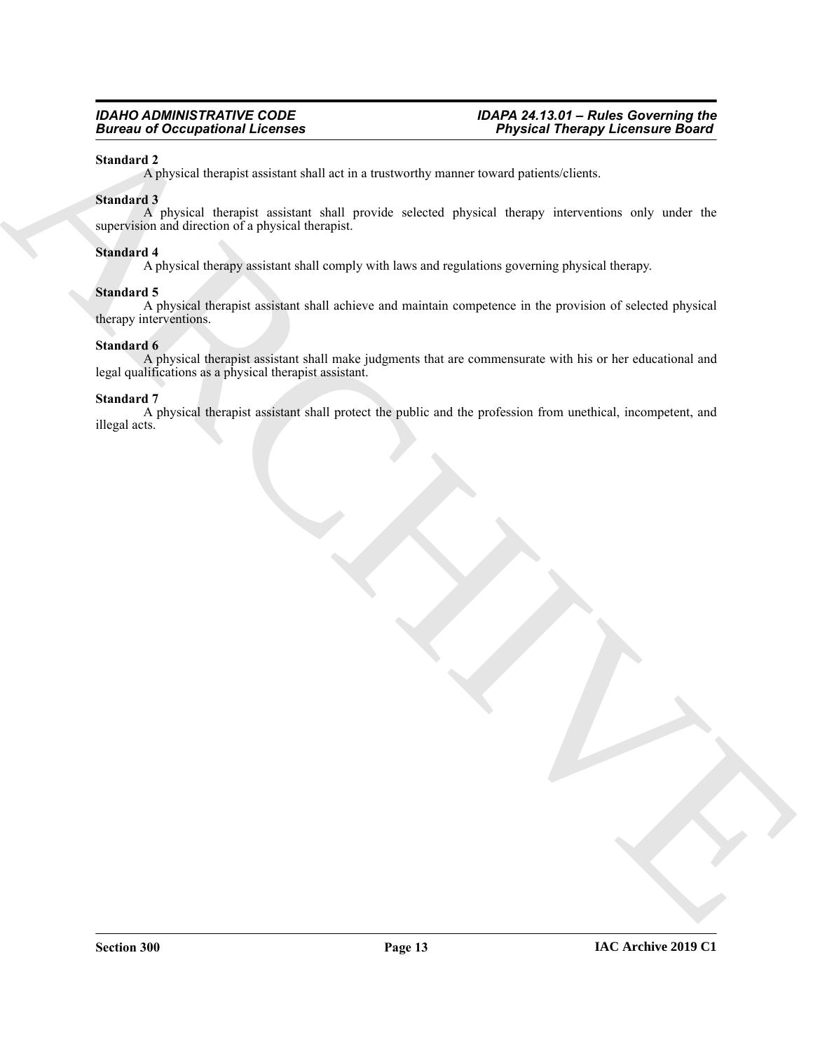**Standard 2**

A physical therapist assistant shall act in a trustworthy manner toward patients/clients.

**Standard 3**

A physical therapist assistant shall provide selected physical therapy interventions only under the supervision and direction of a physical therapist.

**Standard 4**

A physical therapy assistant shall comply with laws and regulations governing physical therapy.

**Standard 5**

A physical therapist assistant shall achieve and maintain competence in the provision of selected physical therapy interventions.

**Standard 6**

A physical therapist assistant shall make judgments that are commensurate with his or her educational and legal qualifications as a physical therapist assistant.

**Standard 7**

A physical therapist assistant shall protect the public and the profession from unethical, incompetent, and illegal acts.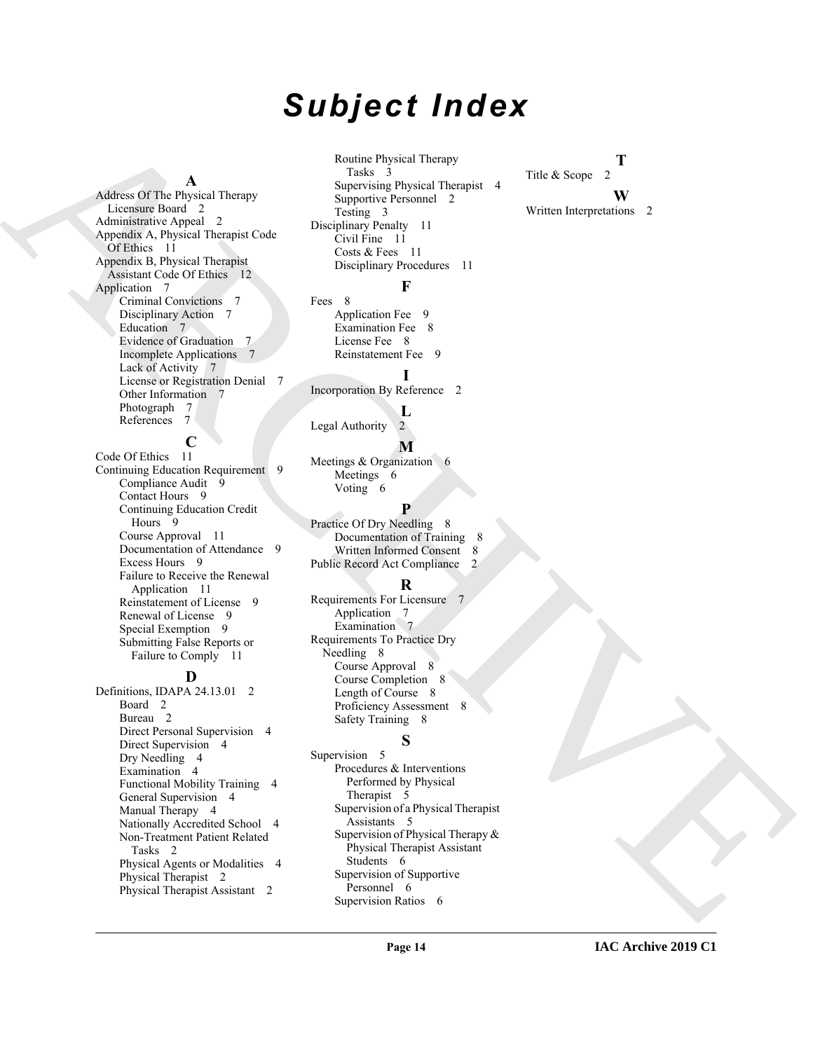# Subject Index

**A**

Address Of The Physical Therapy Licensure Board 2
Administrative Appeal 2
Appendix A, Physical Therapist Code Of Ethics 11
Appendix B, Physical Therapist Assistant Code Of Ethics 12
Application 7
- Criminal Convictions 7
- Disciplinary Action 7
- Education 7
- Evidence of Graduation 7
- Incomplete Applications 7
- Lack of Activity 7
- License or Registration Denial 7
- Other Information 7
- Photograph 7
- References 7

**C**

Code Of Ethics 11
Continuing Education Requirement 9
- Compliance Audit 9
- Contact Hours 9
- Continuing Education Credit Hours 9
- Course Approval 11
- Documentation of Attendance 9
- Excess Hours 9
- Failure to Receive the Renewal Application 11
- Reinstatement of License 9
- Renewal of License 9
- Special Exemption 9
- Submitting False Reports or Failure to Comply 11

**D**

Definitions, IDAPA 24.13.01 2
- Board 2
- Bureau 2
- Direct Personal Supervision 4
- Direct Supervision 4
- Dry Needling 4
- Examination 4
- Functional Mobility Training 4
- General Supervision 4
- Manual Therapy 4
- Nationally Accredited School 4
- Non-Treatment Patient Related Tasks 2
- Physical Agents or Modalities 4
- Physical Therapist 2
- Physical Therapist Assistant 2
- Routine Physical Therapy Tasks 3
- Supervising Physical Therapist 4
- Supportive Personnel 2
- Testing 3

Disciplinary Penalty 11
- Civil Fine 11
- Costs & Fees 11
- Disciplinary Procedures 11

**F**

Fees 8
- Application Fee 9
- Examination Fee 8
- License Fee 8
- Reinstatement Fee 9

**I**

Incorporation By Reference 2

**L**

Legal Authority 2

**M**

Meetings & Organization 6
- Meetings 6
- Voting 6

**P**

Practice Of Dry Needling 8
- Documentation of Training 8
- Written Informed Consent 8

Public Record Act Compliance 2

**R**

Requirements For Licensure 7
- Application 7
- Examination 7

Requirements To Practice Dry Needling 8
- Course Approval 8
- Course Completion 8
- Length of Course 8
- Proficiency Assessment 8
- Safety Training 8

**S**

Supervision 5
- Procedures & Interventions Performed by Physical Therapist 5
- Supervision of a Physical Therapist Assistants 5
- Supervision of Physical Therapy & Physical Therapist Assistant Students 6
- Supervision of Supportive Personnel 6
- Supervision Ratios 6

**T**

Title & Scope 2

**W**

Written Interpretations 2